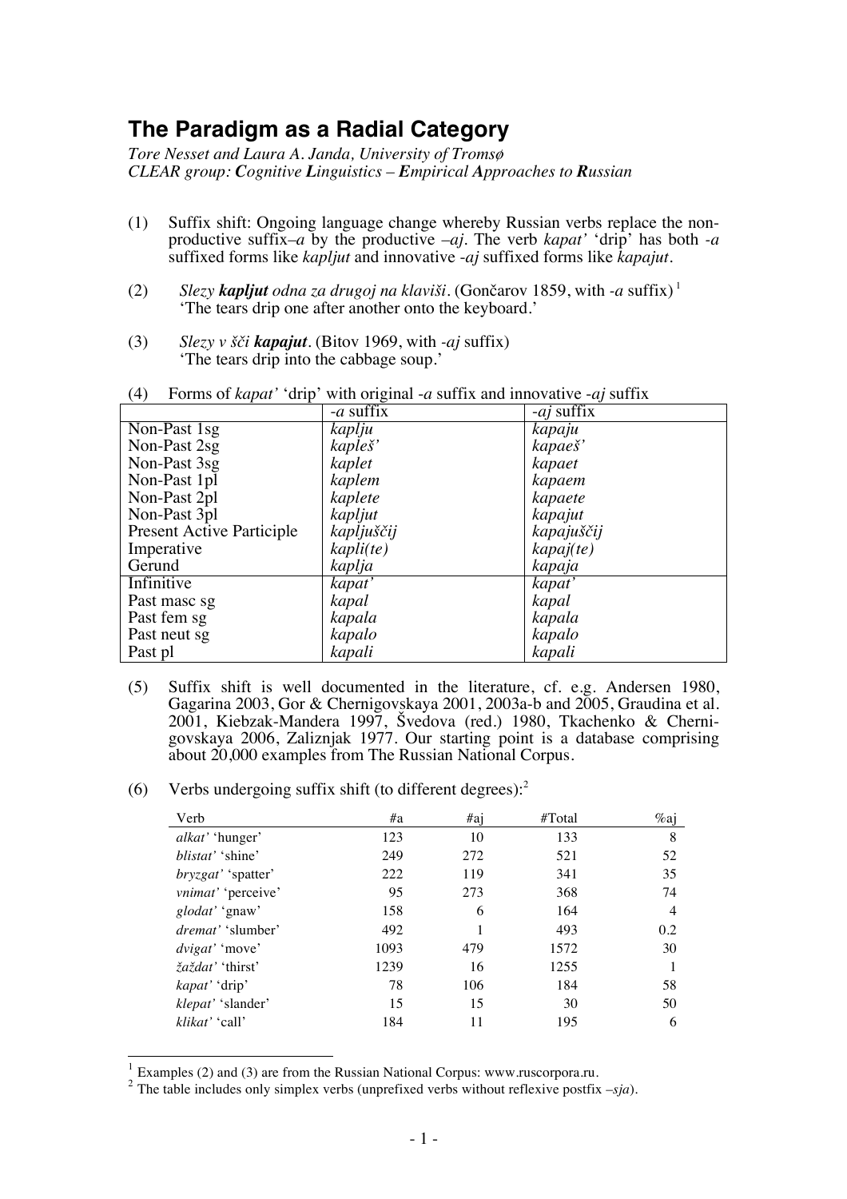# The Paradigm as a Radial Category

*Tore Nesset and Laura A. Janda, University of Tromsø*
*CLEAR group: **C**ognitive **L**inguistics – **E**mpirical **A**pproaches to **R**ussian*

(1) Suffix shift: Ongoing language change whereby Russian verbs replace the non-productive suffix–*a* by the productive –*aj*. The verb *kapat'* 'drip' has both -*a* suffixed forms like *kapljut* and innovative -*aj* suffixed forms like *kapajut*.

(2) *Slezy* ***kapljut*** *odna za drugoj na klaviši*. (Gončarov 1859, with -*a* suffix)[1]
'The tears drip one after another onto the keyboard.'

(3) *Slezy v šči* ***kapajut***. (Bitov 1969, with -*aj* suffix)
'The tears drip into the cabbage soup.'

(4) Forms of *kapat'* 'drip' with original -*a* suffix and innovative -*aj* suffix

| | -*a* suffix | -*aj* suffix |
|---|---|---|
| Non-Past 1sg | *kaplju* | *kapaju* |
| Non-Past 2sg | *kapleš'* | *kapaeš'* |
| Non-Past 3sg | *kaplet* | *kapaet* |
| Non-Past 1pl | *kaplem* | *kapaem* |
| Non-Past 2pl | *kaplete* | *kapaete* |
| Non-Past 3pl | *kapljut* | *kapajut* |
| Present Active Participle | *kapljuščij* | *kapajuščij* |
| Imperative | *kapli(te)* | *kapaj(te)* |
| Gerund | *kaplja* | *kapaja* |
| Infinitive | *kapat'* | *kapat'* |
| Past masc sg | *kapal* | *kapal* |
| Past fem sg | *kapala* | *kapala* |
| Past neut sg | *kapalo* | *kapalo* |
| Past pl | *kapali* | *kapali* |

(5) Suffix shift is well documented in the literature, cf. e.g. Andersen 1980, Gagarina 2003, Gor & Chernigovskaya 2001, 2003a-b and 2005, Graudina et al. 2001, Kiebzak-Mandera 1997, Švedova (red.) 1980, Tkachenko & Chernigovskaya 2006, Zaliznjak 1977. Our starting point is a database comprising about 20,000 examples from The Russian National Corpus.

(6) Verbs undergoing suffix shift (to different degrees):[2]

| Verb | #a | #aj | #Total | %aj |
|---|---|---|---|---|
| *alkat'* 'hunger' | 123 | 10 | 133 | 8 |
| *blistat'* 'shine' | 249 | 272 | 521 | 52 |
| *bryzgat'* 'spatter' | 222 | 119 | 341 | 35 |
| *vnimat'* 'perceive' | 95 | 273 | 368 | 74 |
| *glodat'* 'gnaw' | 158 | 6 | 164 | 4 |
| *dremat'* 'slumber' | 492 | 1 | 493 | 0.2 |
| *dvigat'* 'move' | 1093 | 479 | 1572 | 30 |
| *žaždat'* 'thirst' | 1239 | 16 | 1255 | 1 |
| *kapat'* 'drip' | 78 | 106 | 184 | 58 |
| *klepat'* 'slander' | 15 | 15 | 30 | 50 |
| *klikat'* 'call' | 184 | 11 | 195 | 6 |

[1] Examples (2) and (3) are from the Russian National Corpus: www.ruscorpora.ru.
[2] The table includes only simplex verbs (unprefixed verbs without reflexive postfix –*sja*).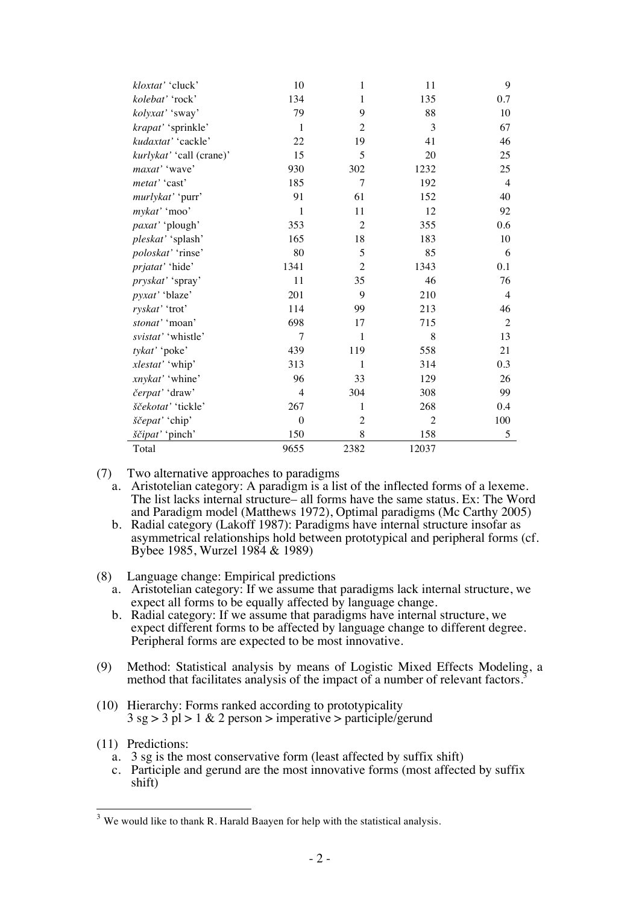| | | | | |
|---|---|---|---|---|
| *kloxtat'* 'cluck' | 10 | 1 | 11 | 9 |
| *kolebat'* 'rock' | 134 | 1 | 135 | 0.7 |
| *kolyxat'* 'sway' | 79 | 9 | 88 | 10 |
| *krapat'* 'sprinkle' | 1 | 2 | 3 | 67 |
| *kudaxtat'* 'cackle' | 22 | 19 | 41 | 46 |
| *kurlykat'* 'call (crane)' | 15 | 5 | 20 | 25 |
| *maxat'* 'wave' | 930 | 302 | 1232 | 25 |
| *metat'* 'cast' | 185 | 7 | 192 | 4 |
| *murlykat'* 'purr' | 91 | 61 | 152 | 40 |
| *mykat'* 'moo' | 1 | 11 | 12 | 92 |
| *paxat'* 'plough' | 353 | 2 | 355 | 0.6 |
| *pleskat'* 'splash' | 165 | 18 | 183 | 10 |
| *poloskat'* 'rinse' | 80 | 5 | 85 | 6 |
| *prjatat'* 'hide' | 1341 | 2 | 1343 | 0.1 |
| *pryskat'* 'spray' | 11 | 35 | 46 | 76 |
| *pyxat'* 'blaze' | 201 | 9 | 210 | 4 |
| *ryskat'* 'trot' | 114 | 99 | 213 | 46 |
| *stonat'* 'moan' | 698 | 17 | 715 | 2 |
| *svistat'* 'whistle' | 7 | 1 | 8 | 13 |
| *tykat'* 'poke' | 439 | 119 | 558 | 21 |
| *xlestat'* 'whip' | 313 | 1 | 314 | 0.3 |
| *xnykat'* 'whine' | 96 | 33 | 129 | 26 |
| *čerpat'* 'draw' | 4 | 304 | 308 | 99 |
| *ščekotat'* 'tickle' | 267 | 1 | 268 | 0.4 |
| *ščepat'* 'chip' | 0 | 2 | 2 | 100 |
| *ščipat'* 'pinch' | 150 | 8 | 158 | 5 |
| Total | 9655 | 2382 | 12037 | |

(7) Two alternative approaches to paradigms
   a. Aristotelian category: A paradigm is a list of the inflected forms of a lexeme. The list lacks internal structure– all forms have the same status. Ex: The Word and Paradigm model (Matthews 1972), Optimal paradigms (Mc Carthy 2005)
   b. Radial category (Lakoff 1987): Paradigms have internal structure insofar as asymmetrical relationships hold between prototypical and peripheral forms (cf. Bybee 1985, Wurzel 1984 & 1989)

(8) Language change: Empirical predictions
   a. Aristotelian category: If we assume that paradigms lack internal structure, we expect all forms to be equally affected by language change.
   b. Radial category: If we assume that paradigms have internal structure, we expect different forms to be affected by language change to different degree. Peripheral forms are expected to be most innovative.

(9) Method: Statistical analysis by means of Logistic Mixed Effects Modeling, a method that facilitates analysis of the impact of a number of relevant factors.[3]

(10) Hierarchy: Forms ranked according to prototypicality
   3 sg > 3 pl > 1 & 2 person > imperative > participle/gerund

(11) Predictions:
   a. 3 sg is the most conservative form (least affected by suffix shift)
   c. Participle and gerund are the most innovative forms (most affected by suffix shift)

[3] We would like to thank R. Harald Baayen for help with the statistical analysis.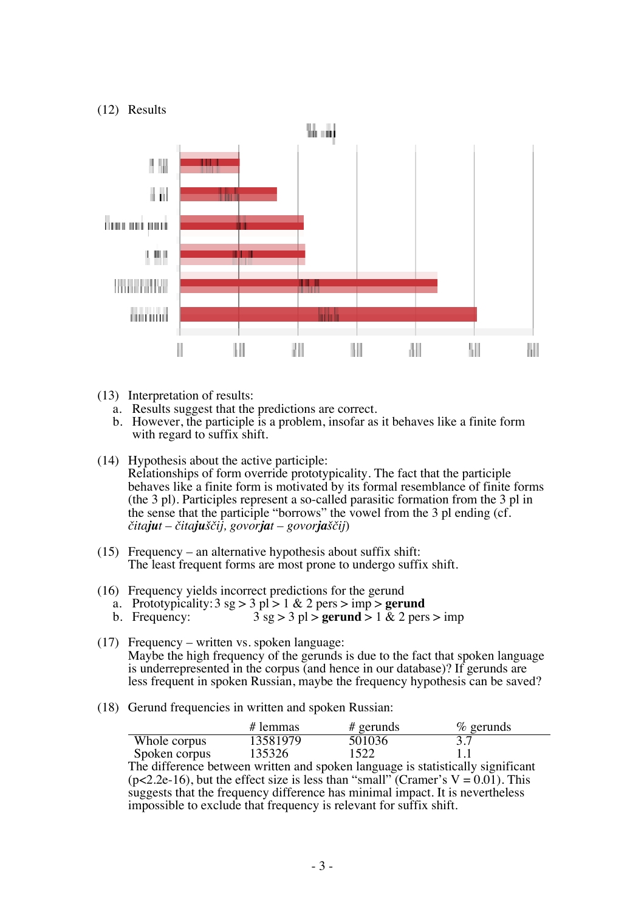(12) Results

(13) Interpretation of results:

a. Results suggest that the predictions are correct.

b. However, the participle is a problem, insofar as it behaves like a finite form with regard to suffix shift.

(14) Hypothesis about the active participle:
Relationships of form override prototypicality. The fact that the participle behaves like a finite form is motivated by its formal resemblance of finite forms (the 3 pl). Participles represent a so-called parasitic formation from the 3 pl in the sense that the participle "borrows" the vowel from the 3 pl ending (cf. *čita**jut*** – *čita**ju**ščij, govor**jat*** – *govor**ja**ščij*)

(15) Frequency – an alternative hypothesis about suffix shift:
The least frequent forms are most prone to undergo suffix shift.

(16) Frequency yields incorrect predictions for the gerund

a. Prototypicality: 3 sg > 3 pl > 1 & 2 pers > imp > **gerund**

b. Frequency: 3 sg > 3 pl > **gerund** > 1 & 2 pers > imp

(17) Frequency – written vs. spoken language:
Maybe the high frequency of the gerunds is due to the fact that spoken language is underrepresented in the corpus (and hence in our database)? If gerunds are less frequent in spoken Russian, maybe the frequency hypothesis can be saved?

(18) Gerund frequencies in written and spoken Russian:

| | # lemmas | # gerunds | % gerunds |
|---|---|---|---|
| Whole corpus | 13581979 | 501036 | 3.7 |
| Spoken corpus | 135326 | 1522 | 1.1 |

The difference between written and spoken language is statistically significant ($p<2.2e-16$), but the effect size is less than "small" (Cramer's $V = 0.01$). This suggests that the frequency difference has minimal impact. It is nevertheless impossible to exclude that frequency is relevant for suffix shift.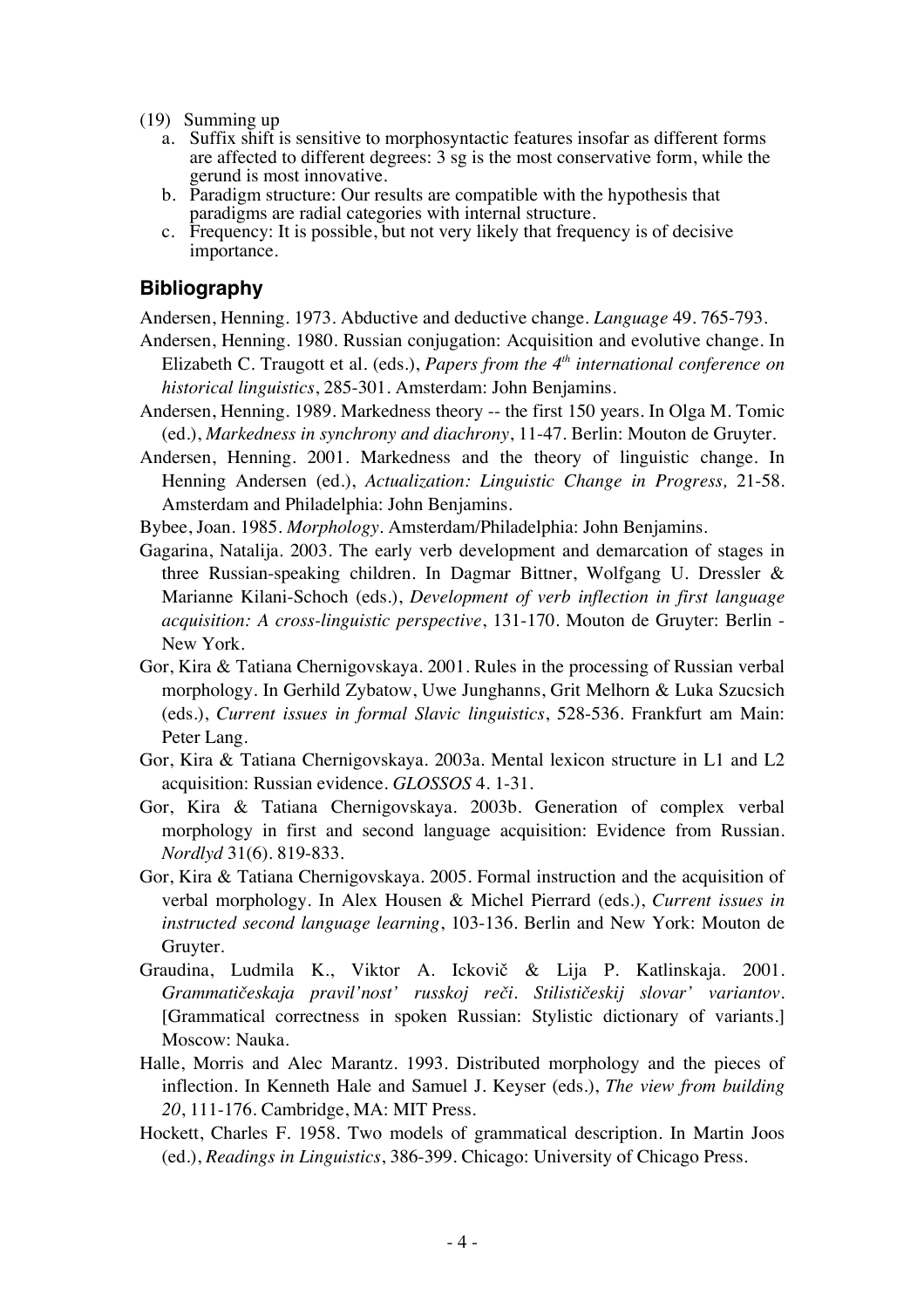(19) Summing up

a. Suffix shift is sensitive to morphosyntactic features insofar as different forms are affected to different degrees: 3 sg is the most conservative form, while the gerund is most innovative.
b. Paradigm structure: Our results are compatible with the hypothesis that paradigms are radial categories with internal structure.
c. Frequency: It is possible, but not very likely that frequency is of decisive importance.

## Bibliography

Andersen, Henning. 1973. Abductive and deductive change. *Language* 49. 765-793.

Andersen, Henning. 1980. Russian conjugation: Acquisition and evolutive change. In Elizabeth C. Traugott et al. (eds.), *Papers from the 4th international conference on historical linguistics*, 285-301. Amsterdam: John Benjamins.

Andersen, Henning. 1989. Markedness theory -- the first 150 years. In Olga M. Tomic (ed.), *Markedness in synchrony and diachrony*, 11-47. Berlin: Mouton de Gruyter.

Andersen, Henning. 2001. Markedness and the theory of linguistic change. In Henning Andersen (ed.), *Actualization: Linguistic Change in Progress,* 21-58. Amsterdam and Philadelphia: John Benjamins.

Bybee, Joan. 1985. *Morphology*. Amsterdam/Philadelphia: John Benjamins.

Gagarina, Natalija. 2003. The early verb development and demarcation of stages in three Russian-speaking children. In Dagmar Bittner, Wolfgang U. Dressler & Marianne Kilani-Schoch (eds.), *Development of verb inflection in first language acquisition: A cross-linguistic perspective*, 131-170. Mouton de Gruyter: Berlin - New York.

Gor, Kira & Tatiana Chernigovskaya. 2001. Rules in the processing of Russian verbal morphology. In Gerhild Zybatow, Uwe Junghanns, Grit Melhorn & Luka Szucsich (eds.), *Current issues in formal Slavic linguistics*, 528-536. Frankfurt am Main: Peter Lang.

Gor, Kira & Tatiana Chernigovskaya. 2003a. Mental lexicon structure in L1 and L2 acquisition: Russian evidence. *GLOSSOS* 4. 1-31.

Gor, Kira & Tatiana Chernigovskaya. 2003b. Generation of complex verbal morphology in first and second language acquisition: Evidence from Russian. *Nordlyd* 31(6). 819-833.

Gor, Kira & Tatiana Chernigovskaya. 2005. Formal instruction and the acquisition of verbal morphology. In Alex Housen & Michel Pierrard (eds.), *Current issues in instructed second language learning*, 103-136. Berlin and New York: Mouton de Gruyter.

Graudina, Ludmila K., Viktor A. Ickovič & Lija P. Katlinskaja. 2001. *Grammatičeskaja pravil'nost' russkoj reči. Stilističeskij slovar' variantov*. [Grammatical correctness in spoken Russian: Stylistic dictionary of variants.] Moscow: Nauka.

Halle, Morris and Alec Marantz. 1993. Distributed morphology and the pieces of inflection. In Kenneth Hale and Samuel J. Keyser (eds.), *The view from building 20*, 111-176. Cambridge, MA: MIT Press.

Hockett, Charles F. 1958. Two models of grammatical description. In Martin Joos (ed.), *Readings in Linguistics*, 386-399. Chicago: University of Chicago Press.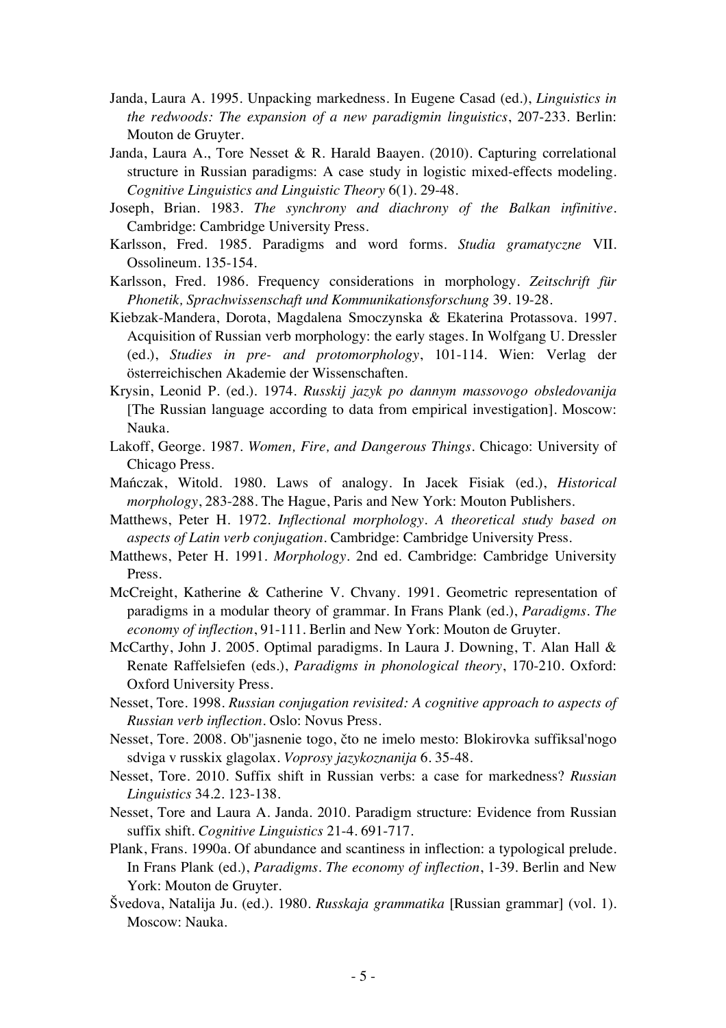Janda, Laura A. 1995. Unpacking markedness. In Eugene Casad (ed.), *Linguistics in the redwoods: The expansion of a new paradigmin linguistics*, 207-233. Berlin: Mouton de Gruyter.

Janda, Laura A., Tore Nesset & R. Harald Baayen. (2010). Capturing correlational structure in Russian paradigms: A case study in logistic mixed-effects modeling. *Cognitive Linguistics and Linguistic Theory* 6(1). 29-48.

Joseph, Brian. 1983. *The synchrony and diachrony of the Balkan infinitive*. Cambridge: Cambridge University Press.

Karlsson, Fred. 1985. Paradigms and word forms. *Studia gramatyczne* VII. Ossolineum. 135-154.

Karlsson, Fred. 1986. Frequency considerations in morphology. *Zeitschrift für Phonetik, Sprachwissenschaft und Kommunikationsforschung* 39. 19-28.

Kiebzak-Mandera, Dorota, Magdalena Smoczynska & Ekaterina Protassova. 1997. Acquisition of Russian verb morphology: the early stages. In Wolfgang U. Dressler (ed.), *Studies in pre- and protomorphology*, 101-114. Wien: Verlag der österreichischen Akademie der Wissenschaften.

Krysin, Leonid P. (ed.). 1974. *Russkij jazyk po dannym massovogo obsledovanija* [The Russian language according to data from empirical investigation]. Moscow: Nauka.

Lakoff, George. 1987. *Women, Fire, and Dangerous Things*. Chicago: University of Chicago Press.

Mańczak, Witold. 1980. Laws of analogy. In Jacek Fisiak (ed.), *Historical morphology*, 283-288. The Hague, Paris and New York: Mouton Publishers.

Matthews, Peter H. 1972. *Inflectional morphology. A theoretical study based on aspects of Latin verb conjugation*. Cambridge: Cambridge University Press.

Matthews, Peter H. 1991. *Morphology*. 2nd ed. Cambridge: Cambridge University Press.

McCreight, Katherine & Catherine V. Chvany. 1991. Geometric representation of paradigms in a modular theory of grammar. In Frans Plank (ed.), *Paradigms. The economy of inflection*, 91-111. Berlin and New York: Mouton de Gruyter.

McCarthy, John J. 2005. Optimal paradigms. In Laura J. Downing, T. Alan Hall & Renate Raffelsiefen (eds.), *Paradigms in phonological theory*, 170-210. Oxford: Oxford University Press.

Nesset, Tore. 1998. *Russian conjugation revisited: A cognitive approach to aspects of Russian verb inflection*. Oslo: Novus Press.

Nesset, Tore. 2008. Ob"jasnenie togo, čto ne imelo mesto: Blokirovka suffiksal'nogo sdviga v russkix glagolax. *Voprosy jazykoznanija* 6. 35-48.

Nesset, Tore. 2010. Suffix shift in Russian verbs: a case for markedness? *Russian Linguistics* 34.2. 123-138.

Nesset, Tore and Laura A. Janda. 2010. Paradigm structure: Evidence from Russian suffix shift. *Cognitive Linguistics* 21-4. 691-717.

Plank, Frans. 1990a. Of abundance and scantiness in inflection: a typological prelude. In Frans Plank (ed.), *Paradigms. The economy of inflection*, 1-39. Berlin and New York: Mouton de Gruyter.

Švedova, Natalija Ju. (ed.). 1980. *Russkaja grammatika* [Russian grammar] (vol. 1). Moscow: Nauka.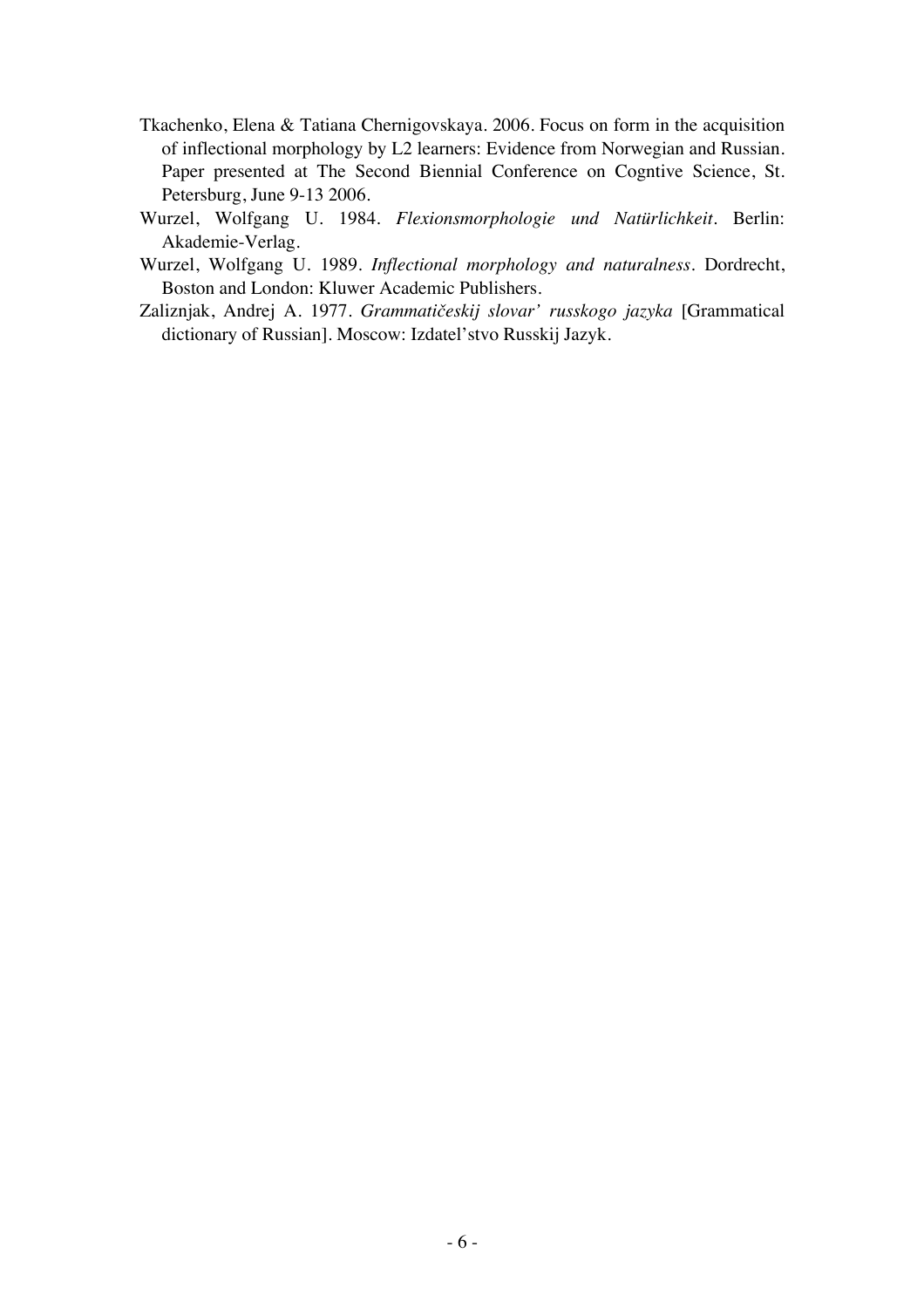Tkachenko, Elena & Tatiana Chernigovskaya. 2006. Focus on form in the acquisition of inflectional morphology by L2 learners: Evidence from Norwegian and Russian. Paper presented at The Second Biennial Conference on Cogntive Science, St. Petersburg, June 9-13 2006.

Wurzel, Wolfgang U. 1984. *Flexionsmorphologie und Natürlichkeit*. Berlin: Akademie-Verlag.

Wurzel, Wolfgang U. 1989. *Inflectional morphology and naturalness*. Dordrecht, Boston and London: Kluwer Academic Publishers.

Zaliznjak, Andrej A. 1977. *Grammatičeskij slovar' russkogo jazyka* [Grammatical dictionary of Russian]. Moscow: Izdatel'stvo Russkij Jazyk.